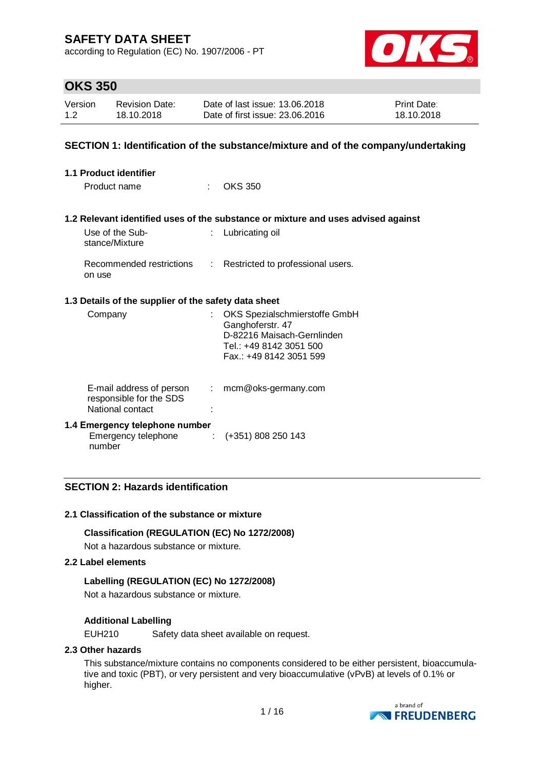# SAFETY DATA SHEET

according to Regulation (EC) No. 1907/2006 - PT

## OKS 350

| Version | Revision Date: | Date of last issue: 13.06.2018 | Print Date: |
|---|---|---|---|
| 1.2 | 18.10.2018 | Date of first issue: 23.06.2016 | 18.10.2018 |

## SECTION 1: Identification of the substance/mixture and of the company/undertaking

### 1.1 Product identifier

Product name : OKS 350

### 1.2 Relevant identified uses of the substance or mixture and uses advised against

Use of the Substance/Mixture : Lubricating oil

Recommended restrictions on use : Restricted to professional users.

### 1.3 Details of the supplier of the safety data sheet

Company : OKS Spezialschmierstoffe GmbH
Ganghoferstr. 47
D-82216 Maisach-Gernlinden
Tel.: +49 8142 3051 500
Fax.: +49 8142 3051 599

E-mail address of person responsible for the SDS : mcm@oks-germany.com

National contact :

### 1.4 Emergency telephone number

Emergency telephone number : (+351) 808 250 143

## SECTION 2: Hazards identification

### 2.1 Classification of the substance or mixture

**Classification (REGULATION (EC) No 1272/2008)**

Not a hazardous substance or mixture.

### 2.2 Label elements

**Labelling (REGULATION (EC) No 1272/2008)**

Not a hazardous substance or mixture.

**Additional Labelling**

EUH210 Safety data sheet available on request.

### 2.3 Other hazards

This substance/mixture contains no components considered to be either persistent, bioaccumulative and toxic (PBT), or very persistent and very bioaccumulative (vPvB) at levels of 0.1% or higher.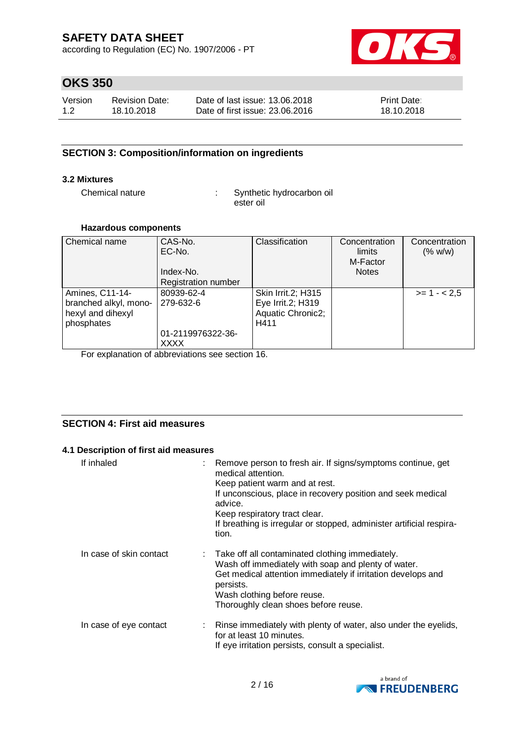## SECTION 3: Composition/information on ingredients

### 3.2 Mixtures

Chemical nature : Synthetic hydrocarbon oil
ester oil

**Hazardous components**

| Chemical name | CAS-No.<br>EC-No.<br>Index-No.<br>Registration number | Classification | Concentration limits<br>M-Factor<br>Notes | Concentration (% w/w) |
|---|---|---|---|---|
| Amines, C11-14-branched alkyl, mono-hexyl and dihexyl phosphates | 80939-62-4<br>279-632-6<br><br>01-2119976322-36-XXXX | Skin Irrit.2; H315<br>Eye Irrit.2; H319<br>Aquatic Chronic2; H411 | | >= 1 - < 2,5 |

For explanation of abbreviations see section 16.

## SECTION 4: First aid measures

### 4.1 Description of first aid measures

If inhaled : Remove person to fresh air. If signs/symptoms continue, get medical attention.
Keep patient warm and at rest.
If unconscious, place in recovery position and seek medical advice.
Keep respiratory tract clear.
If breathing is irregular or stopped, administer artificial respiration.

In case of skin contact : Take off all contaminated clothing immediately.
Wash off immediately with soap and plenty of water.
Get medical attention immediately if irritation develops and persists.
Wash clothing before reuse.
Thoroughly clean shoes before reuse.

In case of eye contact : Rinse immediately with plenty of water, also under the eyelids, for at least 10 minutes.
If eye irritation persists, consult a specialist.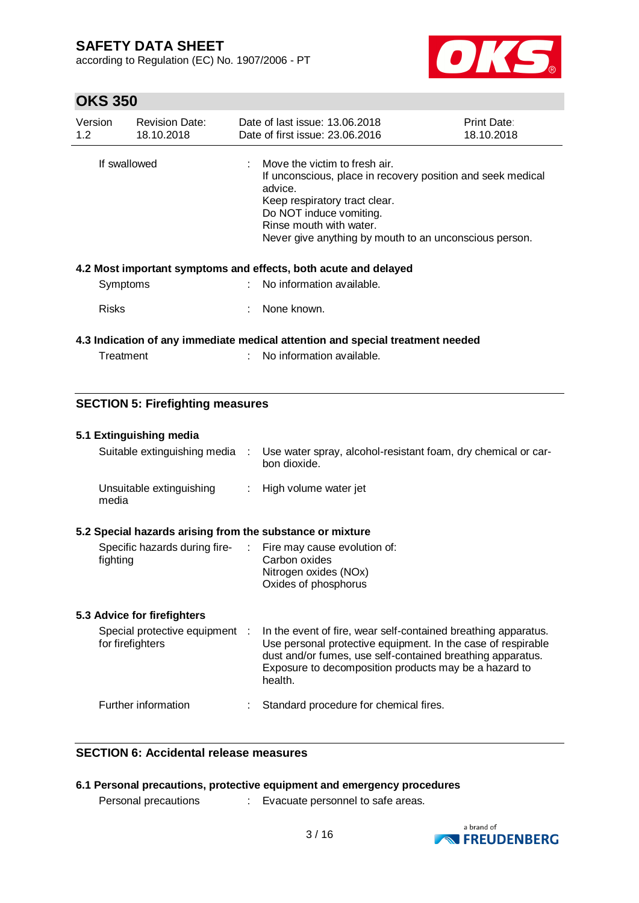| | | |
|---|---|---|
| If swallowed | : | Move the victim to fresh air.<br>If unconscious, place in recovery position and seek medical advice.<br>Keep respiratory tract clear.<br>Do NOT induce vomiting.<br>Rinse mouth with water.<br>Never give anything by mouth to an unconscious person. |

### 4.2 Most important symptoms and effects, both acute and delayed

| | | |
|---|---|---|
| Symptoms | : | No information available. |
| Risks | : | None known. |

### 4.3 Indication of any immediate medical attention and special treatment needed

| | | |
|---|---|---|
| Treatment | : | No information available. |

## SECTION 5: Firefighting measures

### 5.1 Extinguishing media

| | | |
|---|---|---|
| Suitable extinguishing media | : | Use water spray, alcohol-resistant foam, dry chemical or carbon dioxide. |
| Unsuitable extinguishing media | : | High volume water jet |

### 5.2 Special hazards arising from the substance or mixture

| | | |
|---|---|---|
| Specific hazards during firefighting | : | Fire may cause evolution of:<br>Carbon oxides<br>Nitrogen oxides (NOx)<br>Oxides of phosphorus |

### 5.3 Advice for firefighters

| | | |
|---|---|---|
| Special protective equipment for firefighters | : | In the event of fire, wear self-contained breathing apparatus.<br>Use personal protective equipment. In the case of respirable dust and/or fumes, use self-contained breathing apparatus.<br>Exposure to decomposition products may be a hazard to health. |
| Further information | : | Standard procedure for chemical fires. |

## SECTION 6: Accidental release measures

### 6.1 Personal precautions, protective equipment and emergency procedures

| | | |
|---|---|---|
| Personal precautions | : | Evacuate personnel to safe areas. |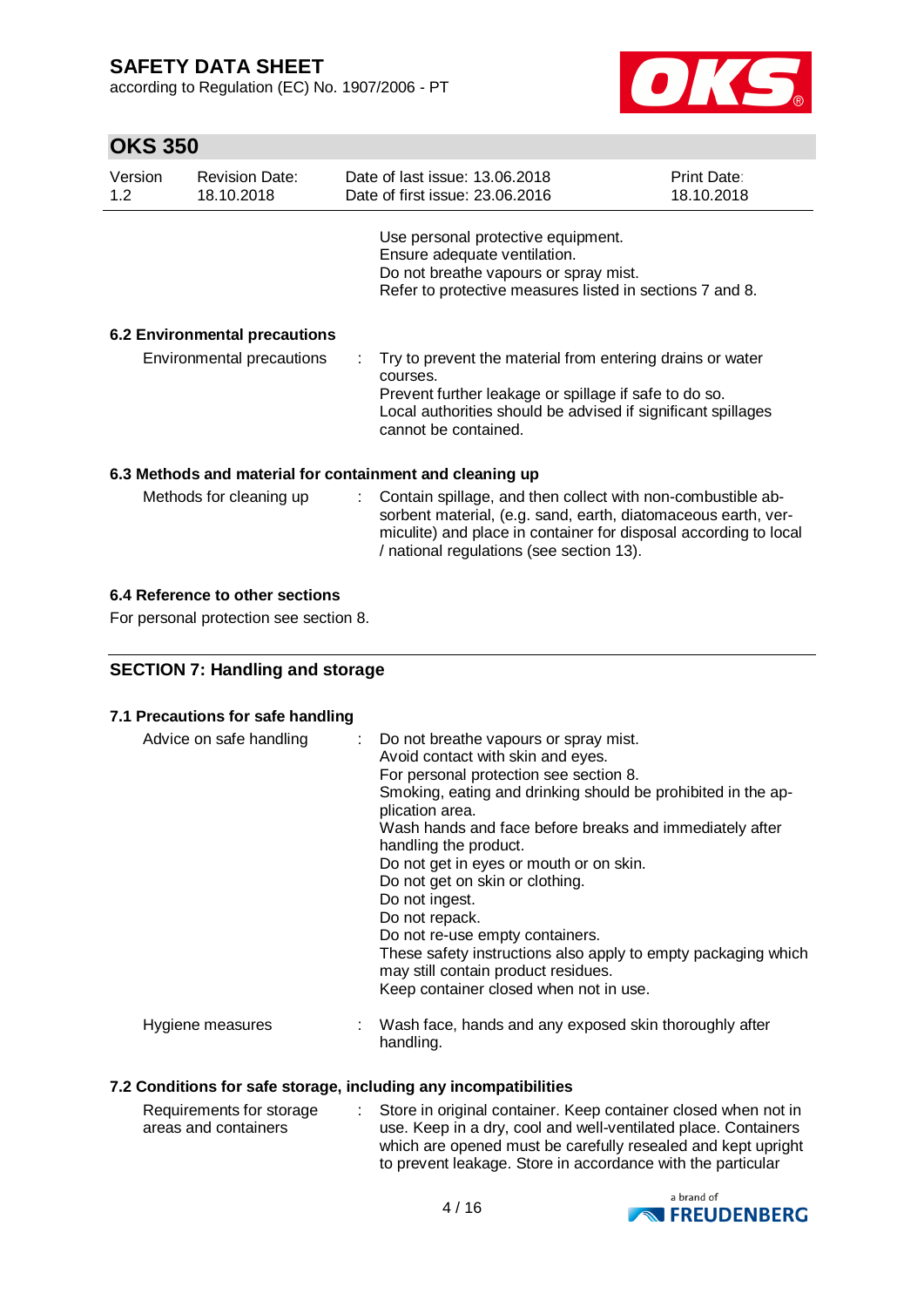Use personal protective equipment.
Ensure adequate ventilation.
Do not breathe vapours or spray mist.
Refer to protective measures listed in sections 7 and 8.

### 6.2 Environmental precautions

Environmental precautions : Try to prevent the material from entering drains or water courses.
Prevent further leakage or spillage if safe to do so.
Local authorities should be advised if significant spillages cannot be contained.

### 6.3 Methods and material for containment and cleaning up

Methods for cleaning up : Contain spillage, and then collect with non-combustible absorbent material, (e.g. sand, earth, diatomaceous earth, vermiculite) and place in container for disposal according to local / national regulations (see section 13).

### 6.4 Reference to other sections

For personal protection see section 8.

## SECTION 7: Handling and storage

### 7.1 Precautions for safe handling

Advice on safe handling : Do not breathe vapours or spray mist.
Avoid contact with skin and eyes.
For personal protection see section 8.
Smoking, eating and drinking should be prohibited in the application area.
Wash hands and face before breaks and immediately after handling the product.
Do not get in eyes or mouth or on skin.
Do not get on skin or clothing.
Do not ingest.
Do not repack.
Do not re-use empty containers.
These safety instructions also apply to empty packaging which may still contain product residues.
Keep container closed when not in use.

Hygiene measures : Wash face, hands and any exposed skin thoroughly after handling.

### 7.2 Conditions for safe storage, including any incompatibilities

Requirements for storage areas and containers : Store in original container. Keep container closed when not in use. Keep in a dry, cool and well-ventilated place. Containers which are opened must be carefully resealed and kept upright to prevent leakage. Store in accordance with the particular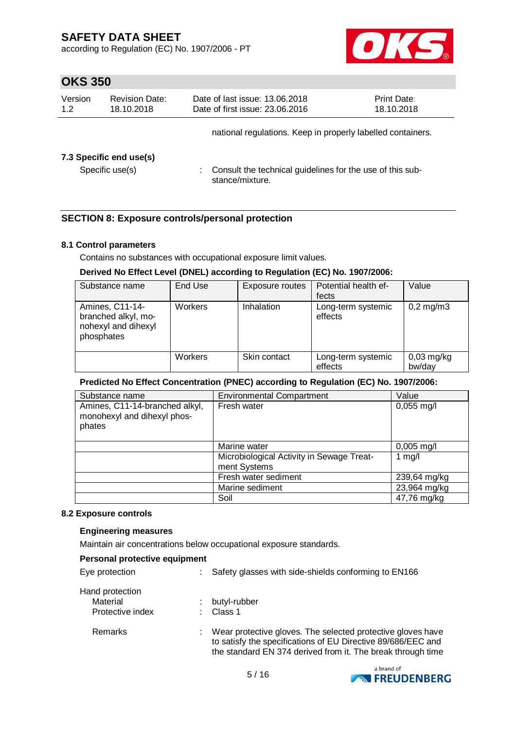national regulations. Keep in properly labelled containers.

### 7.3 Specific end use(s)

Specific use(s) : Consult the technical guidelines for the use of this substance/mixture.

## SECTION 8: Exposure controls/personal protection

### 8.1 Control parameters

Contains no substances with occupational exposure limit values.

**Derived No Effect Level (DNEL) according to Regulation (EC) No. 1907/2006:**

| Substance name | End Use | Exposure routes | Potential health effects | Value |
|---|---|---|---|---|
| Amines, C11-14-branched alkyl, monohexyl and dihexyl phosphates | Workers | Inhalation | Long-term systemic effects | 0,2 mg/m3 |
| | Workers | Skin contact | Long-term systemic effects | 0,03 mg/kg bw/day |

**Predicted No Effect Concentration (PNEC) according to Regulation (EC) No. 1907/2006:**

| Substance name | Environmental Compartment | Value |
|---|---|---|
| Amines, C11-14-branched alkyl, monohexyl and dihexyl phosphates | Fresh water | 0,055 mg/l |
| | Marine water | 0,005 mg/l |
| | Microbiological Activity in Sewage Treatment Systems | 1 mg/l |
| | Fresh water sediment | 239,64 mg/kg |
| | Marine sediment | 23,964 mg/kg |
| | Soil | 47,76 mg/kg |

### 8.2 Exposure controls

**Engineering measures**

Maintain air concentrations below occupational exposure standards.

**Personal protective equipment**

Eye protection : Safety glasses with side-shields conforming to EN166

Hand protection

Material : butyl-rubber

Protective index : Class 1

Remarks : Wear protective gloves. The selected protective gloves have to satisfy the specifications of EU Directive 89/686/EEC and the standard EN 374 derived from it. The break through time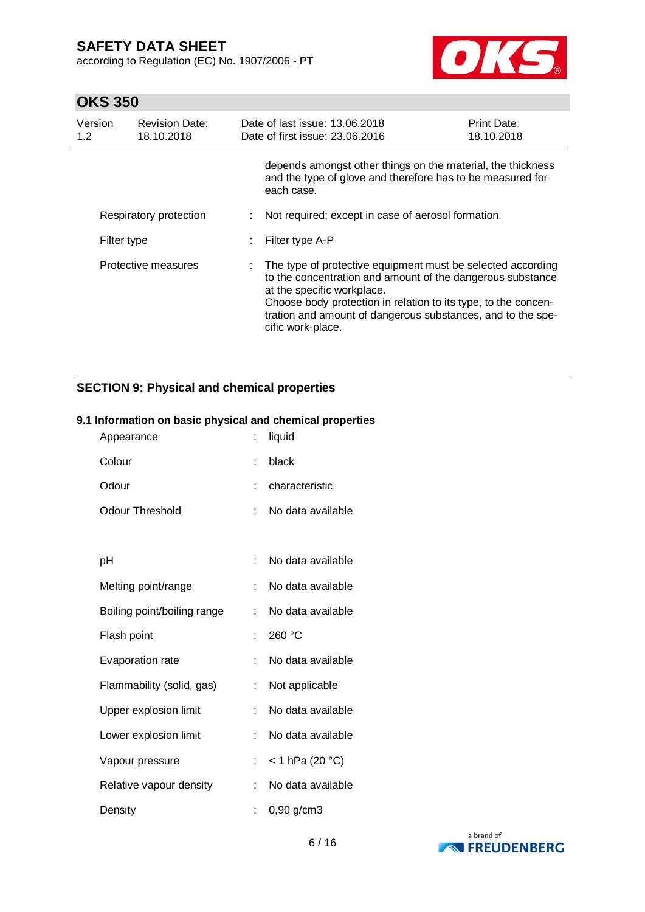depends amongst other things on the material, the thickness and the type of glove and therefore has to be measured for each case.

| | | |
|---|---|---|
| Respiratory protection | : | Not required; except in case of aerosol formation. |
| Filter type | : | Filter type A-P |
| Protective measures | : | The type of protective equipment must be selected according to the concentration and amount of the dangerous substance at the specific workplace.<br>Choose body protection in relation to its type, to the concentration and amount of dangerous substances, and to the specific work-place. |

## SECTION 9: Physical and chemical properties

### 9.1 Information on basic physical and chemical properties

| | | |
|---|---|---|
| Appearance | : | liquid |
| Colour | : | black |
| Odour | : | characteristic |
| Odour Threshold | : | No data available |
| pH | : | No data available |
| Melting point/range | : | No data available |
| Boiling point/boiling range | : | No data available |
| Flash point | : | 260 °C |
| Evaporation rate | : | No data available |
| Flammability (solid, gas) | : | Not applicable |
| Upper explosion limit | : | No data available |
| Lower explosion limit | : | No data available |
| Vapour pressure | : | < 1 hPa (20 °C) |
| Relative vapour density | : | No data available |
| Density | : | 0,90 g/cm3 |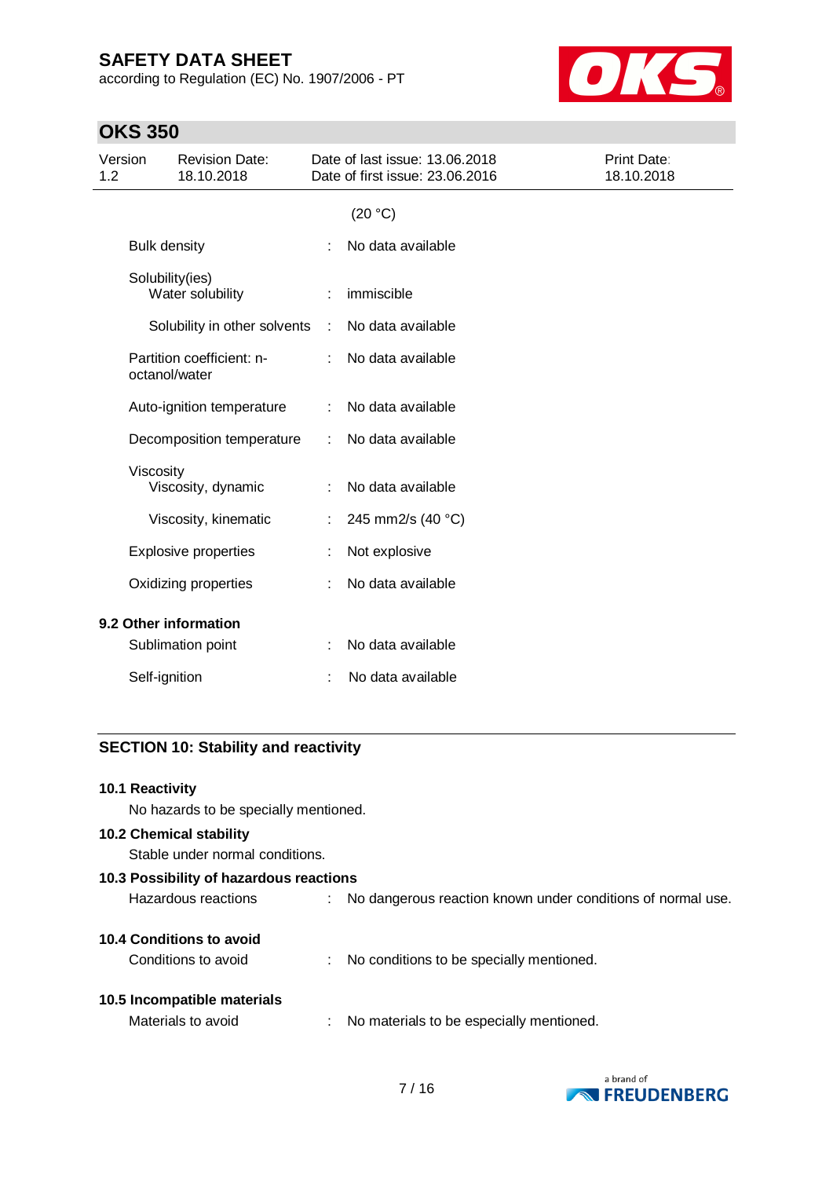(20 °C)

| | | |
|---|---|---|
| Bulk density | : | No data available |
| Solubility(ies) | | |
| Water solubility | : | immiscible |
| Solubility in other solvents | : | No data available |
| Partition coefficient: n-octanol/water | : | No data available |
| Auto-ignition temperature | : | No data available |
| Decomposition temperature | : | No data available |
| Viscosity | | |
| Viscosity, dynamic | : | No data available |
| Viscosity, kinematic | : | 245 mm2/s (40 °C) |
| Explosive properties | : | Not explosive |
| Oxidizing properties | : | No data available |

**9.2 Other information**

| | | |
|---|---|---|
| Sublimation point | : | No data available |
| Self-ignition | : | No data available |

## SECTION 10: Stability and reactivity

**10.1 Reactivity**

No hazards to be specially mentioned.

**10.2 Chemical stability**

Stable under normal conditions.

**10.3 Possibility of hazardous reactions**

Hazardous reactions : No dangerous reaction known under conditions of normal use.

**10.4 Conditions to avoid**

Conditions to avoid : No conditions to be specially mentioned.

**10.5 Incompatible materials**

Materials to avoid : No materials to be especially mentioned.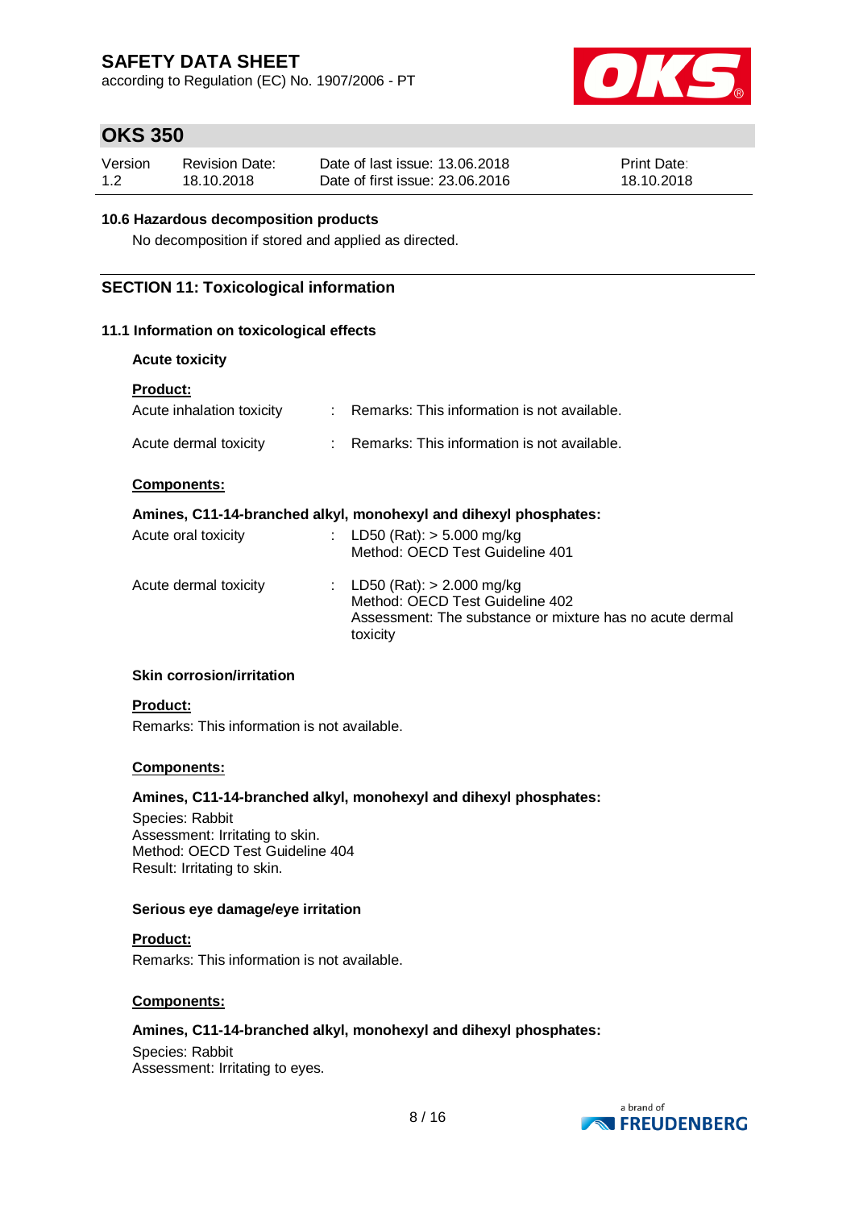### 10.6 Hazardous decomposition products

No decomposition if stored and applied as directed.

## SECTION 11: Toxicological information

### 11.1 Information on toxicological effects

**Acute toxicity**

**Product:**

| | | |
|---|---|---|
| Acute inhalation toxicity | : | Remarks: This information is not available. |
| Acute dermal toxicity | : | Remarks: This information is not available. |

**Components:**

**Amines, C11-14-branched alkyl, monohexyl and dihexyl phosphates:**

| | | |
|---|---|---|
| Acute oral toxicity | : | LD50 (Rat): > 5.000 mg/kg<br>Method: OECD Test Guideline 401 |
| Acute dermal toxicity | : | LD50 (Rat): > 2.000 mg/kg<br>Method: OECD Test Guideline 402<br>Assessment: The substance or mixture has no acute dermal toxicity |

**Skin corrosion/irritation**

**Product:**

Remarks: This information is not available.

**Components:**

**Amines, C11-14-branched alkyl, monohexyl and dihexyl phosphates:**

Species: Rabbit
Assessment: Irritating to skin.
Method: OECD Test Guideline 404
Result: Irritating to skin.

**Serious eye damage/eye irritation**

**Product:**

Remarks: This information is not available.

**Components:**

**Amines, C11-14-branched alkyl, monohexyl and dihexyl phosphates:**

Species: Rabbit
Assessment: Irritating to eyes.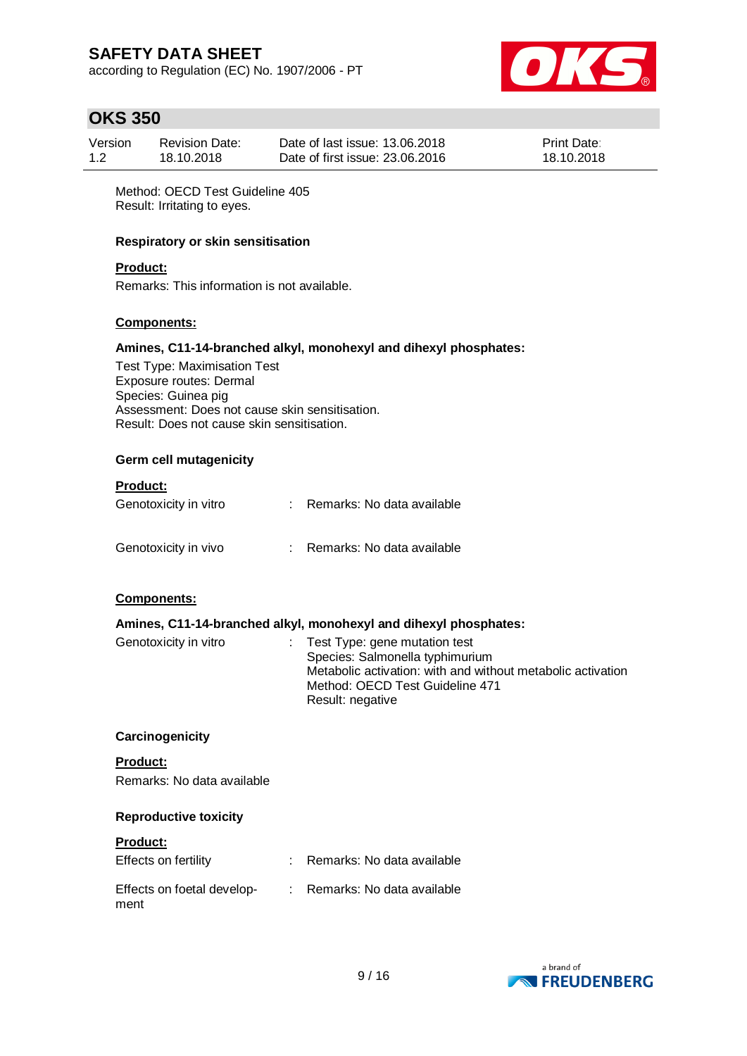Method: OECD Test Guideline 405
Result: Irritating to eyes.

**Respiratory or skin sensitisation**

**Product:**

Remarks: This information is not available.

**Components:**

**Amines, C11-14-branched alkyl, monohexyl and dihexyl phosphates:**

Test Type: Maximisation Test
Exposure routes: Dermal
Species: Guinea pig
Assessment: Does not cause skin sensitisation.
Result: Does not cause skin sensitisation.

**Germ cell mutagenicity**

**Product:**

Genotoxicity in vitro : Remarks: No data available

Genotoxicity in vivo : Remarks: No data available

**Components:**

**Amines, C11-14-branched alkyl, monohexyl and dihexyl phosphates:**

Genotoxicity in vitro : Test Type: gene mutation test
Species: Salmonella typhimurium
Metabolic activation: with and without metabolic activation
Method: OECD Test Guideline 471
Result: negative

**Carcinogenicity**

**Product:**

Remarks: No data available

**Reproductive toxicity**

**Product:**

Effects on fertility : Remarks: No data available

Effects on foetal development : Remarks: No data available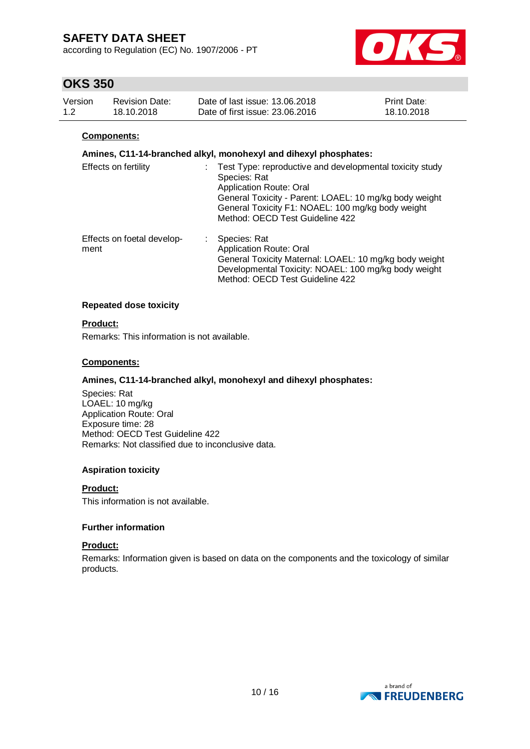**Components:**

**Amines, C11-14-branched alkyl, monohexyl and dihexyl phosphates:**

| | | |
|---|---|---|
| Effects on fertility | : | Test Type: reproductive and developmental toxicity study<br>Species: Rat<br>Application Route: Oral<br>General Toxicity - Parent: LOAEL: 10 mg/kg body weight<br>General Toxicity F1: NOAEL: 100 mg/kg body weight<br>Method: OECD Test Guideline 422 |
| Effects on foetal development | : | Species: Rat<br>Application Route: Oral<br>General Toxicity Maternal: LOAEL: 10 mg/kg body weight<br>Developmental Toxicity: NOAEL: 100 mg/kg body weight<br>Method: OECD Test Guideline 422 |

**Repeated dose toxicity**

**Product:**

Remarks: This information is not available.

**Components:**

**Amines, C11-14-branched alkyl, monohexyl and dihexyl phosphates:**

Species: Rat
LOAEL: 10 mg/kg
Application Route: Oral
Exposure time: 28
Method: OECD Test Guideline 422
Remarks: Not classified due to inconclusive data.

**Aspiration toxicity**

**Product:**

This information is not available.

**Further information**

**Product:**

Remarks: Information given is based on data on the components and the toxicology of similar products.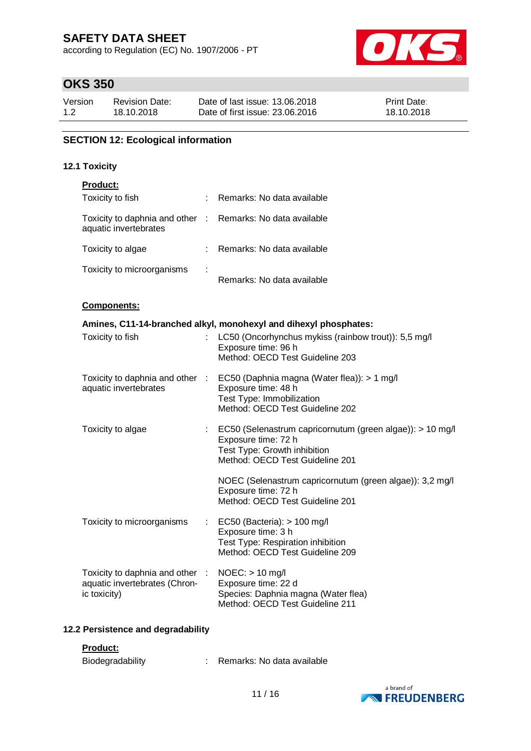# SAFETY DATA SHEET

according to Regulation (EC) No. 1907/2006 - PT

## OKS 350

| Version | Revision Date: | Date of last issue: 13.06.2018 | Print Date: |
|---|---|---|---|
| 1.2 | 18.10.2018 | Date of first issue: 23.06.2016 | 18.10.2018 |

## SECTION 12: Ecological information

### 12.1 Toxicity

**Product:**

| | | |
|---|---|---|
| Toxicity to fish | : | Remarks: No data available |
| Toxicity to daphnia and other aquatic invertebrates | : | Remarks: No data available |
| Toxicity to algae | : | Remarks: No data available |
| Toxicity to microorganisms | : | Remarks: No data available |

**Components:**

**Amines, C11-14-branched alkyl, monohexyl and dihexyl phosphates:**

| | | |
|---|---|---|
| Toxicity to fish | : | LC50 (Oncorhynchus mykiss (rainbow trout)): 5,5 mg/l<br>Exposure time: 96 h<br>Method: OECD Test Guideline 203 |
| Toxicity to daphnia and other aquatic invertebrates | : | EC50 (Daphnia magna (Water flea)): > 1 mg/l<br>Exposure time: 48 h<br>Test Type: Immobilization<br>Method: OECD Test Guideline 202 |
| Toxicity to algae | : | EC50 (Selenastrum capricornutum (green algae)): > 10 mg/l<br>Exposure time: 72 h<br>Test Type: Growth inhibition<br>Method: OECD Test Guideline 201<br><br>NOEC (Selenastrum capricornutum (green algae)): 3,2 mg/l<br>Exposure time: 72 h<br>Method: OECD Test Guideline 201 |
| Toxicity to microorganisms | : | EC50 (Bacteria): > 100 mg/l<br>Exposure time: 3 h<br>Test Type: Respiration inhibition<br>Method: OECD Test Guideline 209 |
| Toxicity to daphnia and other aquatic invertebrates (Chronic toxicity) | : | NOEC: > 10 mg/l<br>Exposure time: 22 d<br>Species: Daphnia magna (Water flea)<br>Method: OECD Test Guideline 211 |

### 12.2 Persistence and degradability

**Product:**

| | | |
|---|---|---|
| Biodegradability | : | Remarks: No data available |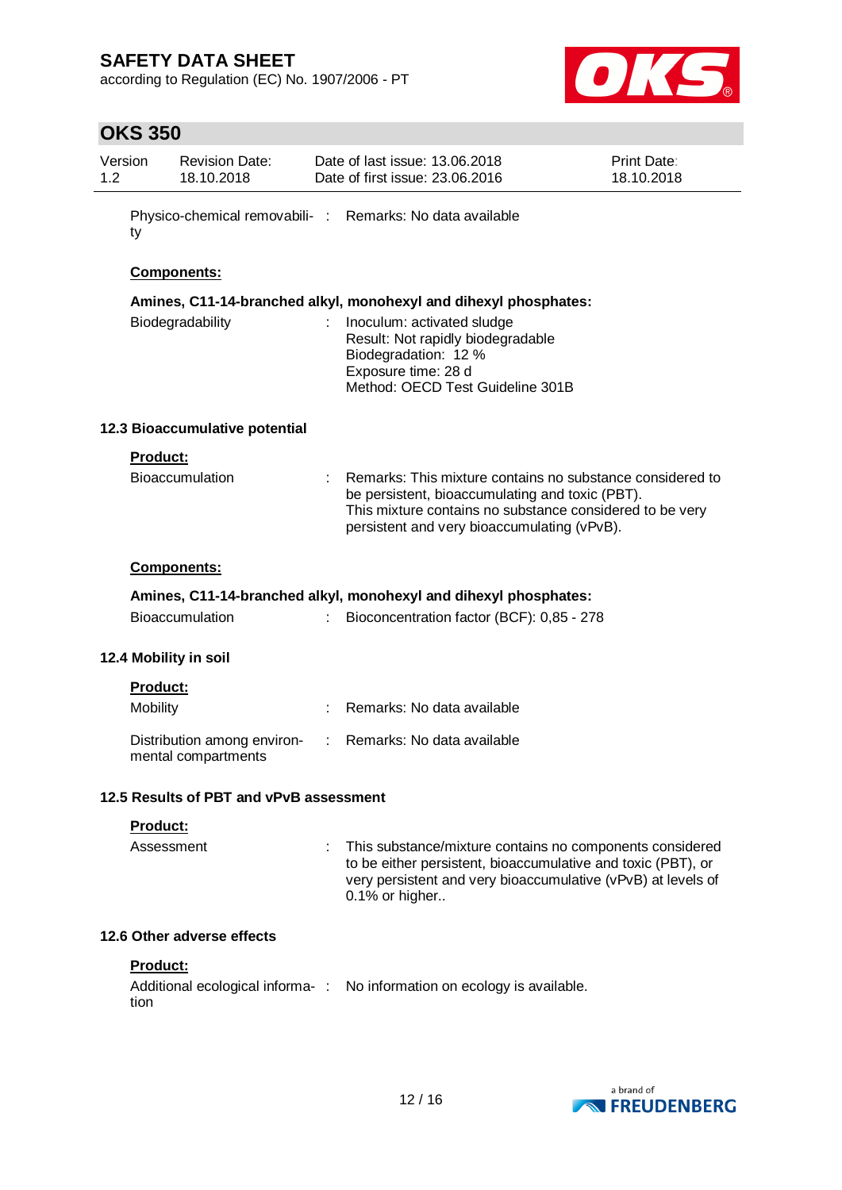Physico-chemical removability : Remarks: No data available

**Components:**

**Amines, C11-14-branched alkyl, monohexyl and dihexyl phosphates:**

Biodegradability : Inoculum: activated sludge
Result: Not rapidly biodegradable
Biodegradation: 12 %
Exposure time: 28 d
Method: OECD Test Guideline 301B

### 12.3 Bioaccumulative potential

**Product:**

Bioaccumulation : Remarks: This mixture contains no substance considered to be persistent, bioaccumulating and toxic (PBT).
This mixture contains no substance considered to be very persistent and very bioaccumulating (vPvB).

**Components:**

**Amines, C11-14-branched alkyl, monohexyl and dihexyl phosphates:**

Bioaccumulation : Bioconcentration factor (BCF): 0,85 - 278

### 12.4 Mobility in soil

**Product:**

Mobility : Remarks: No data available

Distribution among environmental compartments : Remarks: No data available

### 12.5 Results of PBT and vPvB assessment

**Product:**

Assessment : This substance/mixture contains no components considered to be either persistent, bioaccumulative and toxic (PBT), or very persistent and very bioaccumulative (vPvB) at levels of 0.1% or higher..

### 12.6 Other adverse effects

**Product:**

Additional ecological information : No information on ecology is available.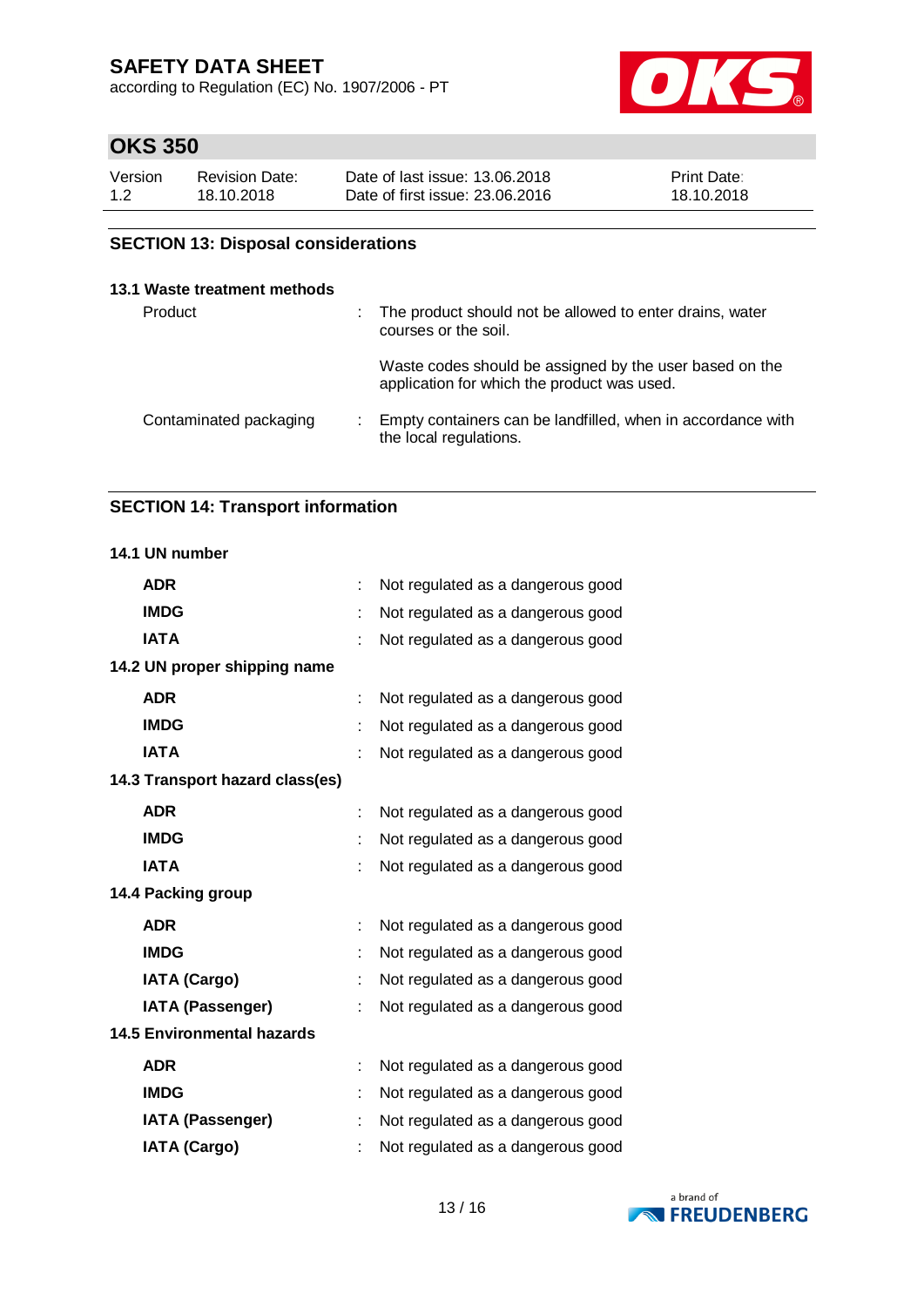## SECTION 13: Disposal considerations

### 13.1 Waste treatment methods

| | | |
|---|---|---|
| Product | : | The product should not be allowed to enter drains, water courses or the soil. |
| | | Waste codes should be assigned by the user based on the application for which the product was used. |
| Contaminated packaging | : | Empty containers can be landfilled, when in accordance with the local regulations. |

## SECTION 14: Transport information

### 14.1 UN number

| | | |
|---|---|---|
| **ADR** | : | Not regulated as a dangerous good |
| **IMDG** | : | Not regulated as a dangerous good |
| **IATA** | : | Not regulated as a dangerous good |

### 14.2 UN proper shipping name

| | | |
|---|---|---|
| **ADR** | : | Not regulated as a dangerous good |
| **IMDG** | : | Not regulated as a dangerous good |
| **IATA** | : | Not regulated as a dangerous good |

### 14.3 Transport hazard class(es)

| | | |
|---|---|---|
| **ADR** | : | Not regulated as a dangerous good |
| **IMDG** | : | Not regulated as a dangerous good |
| **IATA** | : | Not regulated as a dangerous good |

### 14.4 Packing group

| | | |
|---|---|---|
| **ADR** | : | Not regulated as a dangerous good |
| **IMDG** | : | Not regulated as a dangerous good |
| **IATA (Cargo)** | : | Not regulated as a dangerous good |
| **IATA (Passenger)** | : | Not regulated as a dangerous good |

### 14.5 Environmental hazards

| | | |
|---|---|---|
| **ADR** | : | Not regulated as a dangerous good |
| **IMDG** | : | Not regulated as a dangerous good |
| **IATA (Passenger)** | : | Not regulated as a dangerous good |
| **IATA (Cargo)** | : | Not regulated as a dangerous good |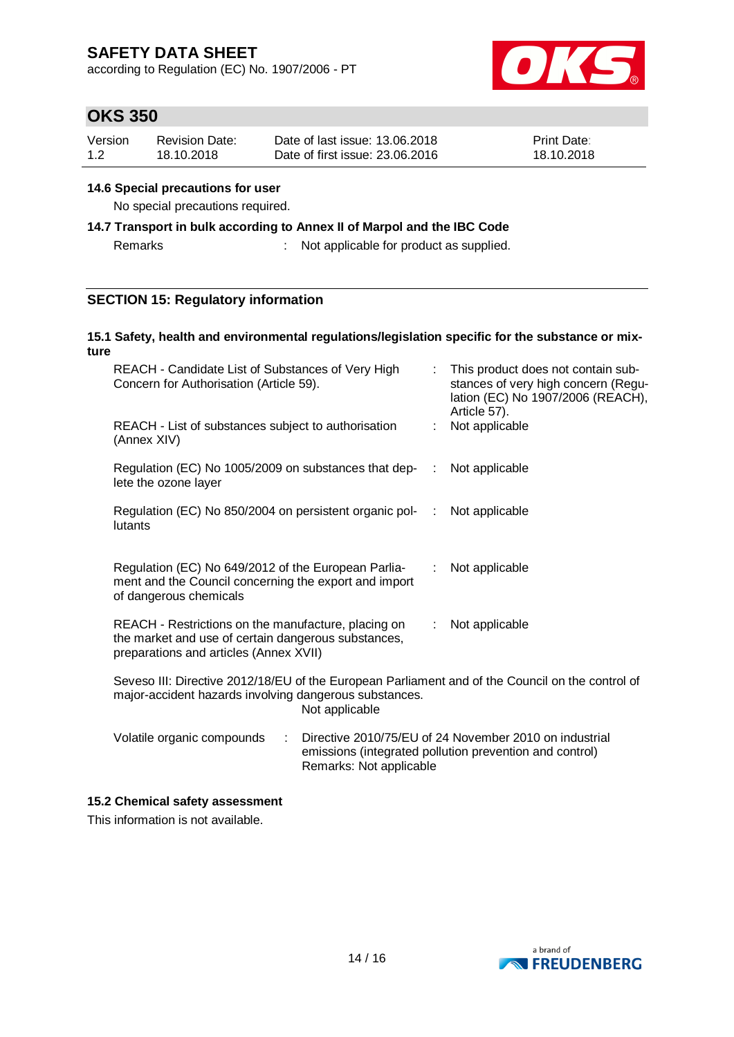#### 14.6 Special precautions for user

No special precautions required.

#### 14.7 Transport in bulk according to Annex II of Marpol and the IBC Code

| | | |
|---|---|---|
| Remarks | : | Not applicable for product as supplied. |

## SECTION 15: Regulatory information

#### 15.1 Safety, health and environmental regulations/legislation specific for the substance or mixture

| | | |
|---|---|---|
| REACH - Candidate List of Substances of Very High Concern for Authorisation (Article 59). | : | This product does not contain substances of very high concern (Regulation (EC) No 1907/2006 (REACH), Article 57). |
| REACH - List of substances subject to authorisation (Annex XIV) | : | Not applicable |
| Regulation (EC) No 1005/2009 on substances that deplete the ozone layer | : | Not applicable |
| Regulation (EC) No 850/2004 on persistent organic pollutants | : | Not applicable |
| Regulation (EC) No 649/2012 of the European Parliament and the Council concerning the export and import of dangerous chemicals | : | Not applicable |
| REACH - Restrictions on the manufacture, placing on the market and use of certain dangerous substances, preparations and articles (Annex XVII) | : | Not applicable |

Seveso III: Directive 2012/18/EU of the European Parliament and of the Council on the control of major-accident hazards involving dangerous substances.
Not applicable

| | | |
|---|---|---|
| Volatile organic compounds | : | Directive 2010/75/EU of 24 November 2010 on industrial emissions (integrated pollution prevention and control)<br>Remarks: Not applicable |

#### 15.2 Chemical safety assessment

This information is not available.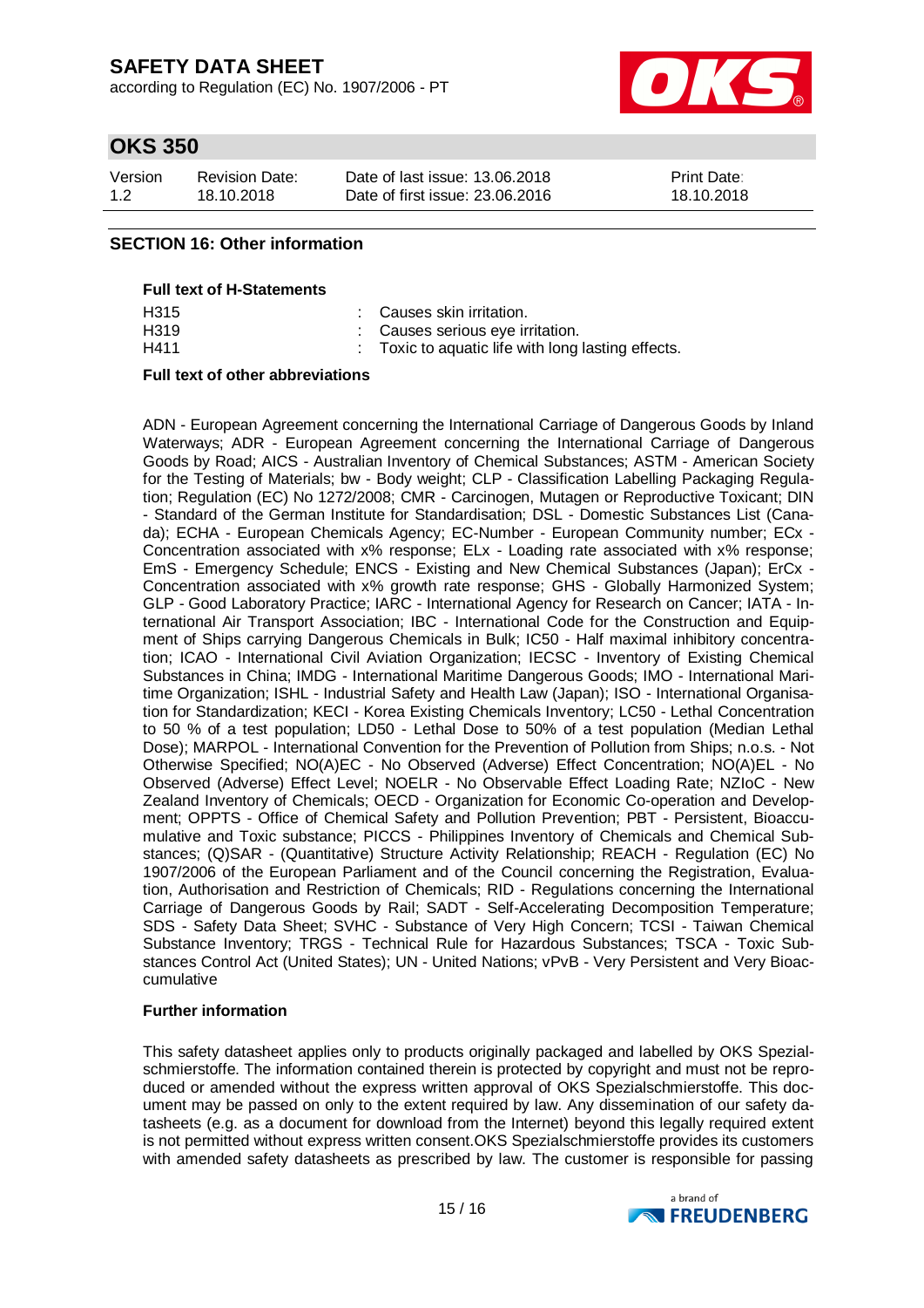## SECTION 16: Other information

**Full text of H-Statements**

| | |
|---|---|
| H315 | : Causes skin irritation. |
| H319 | : Causes serious eye irritation. |
| H411 | : Toxic to aquatic life with long lasting effects. |

**Full text of other abbreviations**

ADN - European Agreement concerning the International Carriage of Dangerous Goods by Inland Waterways; ADR - European Agreement concerning the International Carriage of Dangerous Goods by Road; AICS - Australian Inventory of Chemical Substances; ASTM - American Society for the Testing of Materials; bw - Body weight; CLP - Classification Labelling Packaging Regulation; Regulation (EC) No 1272/2008; CMR - Carcinogen, Mutagen or Reproductive Toxicant; DIN - Standard of the German Institute for Standardisation; DSL - Domestic Substances List (Canada); ECHA - European Chemicals Agency; EC-Number - European Community number; ECx - Concentration associated with x% response; ELx - Loading rate associated with x% response; EmS - Emergency Schedule; ENCS - Existing and New Chemical Substances (Japan); ErCx - Concentration associated with x% growth rate response; GHS - Globally Harmonized System; GLP - Good Laboratory Practice; IARC - International Agency for Research on Cancer; IATA - International Air Transport Association; IBC - International Code for the Construction and Equipment of Ships carrying Dangerous Chemicals in Bulk; IC50 - Half maximal inhibitory concentration; ICAO - International Civil Aviation Organization; IECSC - Inventory of Existing Chemical Substances in China; IMDG - International Maritime Dangerous Goods; IMO - International Maritime Organization; ISHL - Industrial Safety and Health Law (Japan); ISO - International Organisation for Standardization; KECI - Korea Existing Chemicals Inventory; LC50 - Lethal Concentration to 50 % of a test population; LD50 - Lethal Dose to 50% of a test population (Median Lethal Dose); MARPOL - International Convention for the Prevention of Pollution from Ships; n.o.s. - Not Otherwise Specified; NO(A)EC - No Observed (Adverse) Effect Concentration; NO(A)EL - No Observed (Adverse) Effect Level; NOELR - No Observable Effect Loading Rate; NZIoC - New Zealand Inventory of Chemicals; OECD - Organization for Economic Co-operation and Development; OPPTS - Office of Chemical Safety and Pollution Prevention; PBT - Persistent, Bioaccumulative and Toxic substance; PICCS - Philippines Inventory of Chemicals and Chemical Substances; (Q)SAR - (Quantitative) Structure Activity Relationship; REACH - Regulation (EC) No 1907/2006 of the European Parliament and of the Council concerning the Registration, Evaluation, Authorisation and Restriction of Chemicals; RID - Regulations concerning the International Carriage of Dangerous Goods by Rail; SADT - Self-Accelerating Decomposition Temperature; SDS - Safety Data Sheet; SVHC - Substance of Very High Concern; TCSI - Taiwan Chemical Substance Inventory; TRGS - Technical Rule for Hazardous Substances; TSCA - Toxic Substances Control Act (United States); UN - United Nations; vPvB - Very Persistent and Very Bioaccumulative

**Further information**

This safety datasheet applies only to products originally packaged and labelled by OKS Spezialschmierstoffe. The information contained therein is protected by copyright and must not be reproduced or amended without the express written approval of OKS Spezialschmierstoffe. This document may be passed on only to the extent required by law. Any dissemination of our safety datasheets (e.g. as a document for download from the Internet) beyond this legally required extent is not permitted without express written consent.OKS Spezialschmierstoffe provides its customers with amended safety datasheets as prescribed by law. The customer is responsible for passing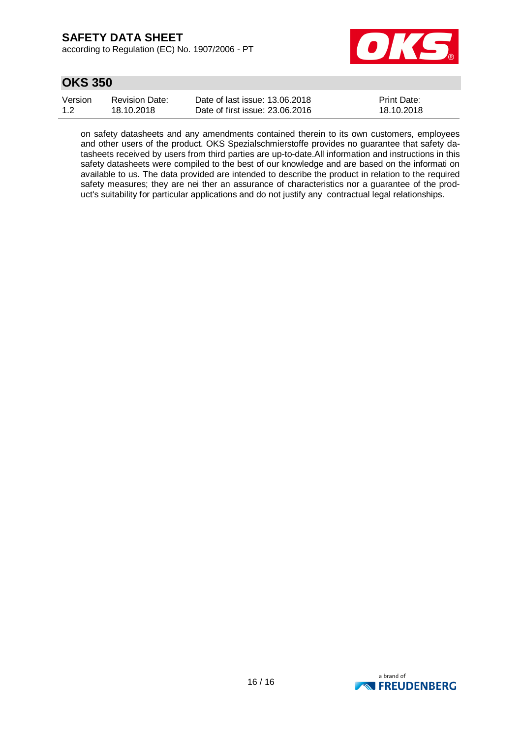on safety datasheets and any amendments contained therein to its own customers, employees and other users of the product. OKS Spezialschmierstoffe provides no guarantee that safety datasheets received by users from third parties are up-to-date.All information and instructions in this safety datasheets were compiled to the best of our knowledge and are based on the informati on available to us. The data provided are intended to describe the product in relation to the required safety measures; they are nei ther an assurance of characteristics nor a guarantee of the product's suitability for particular applications and do not justify any contractual legal relationships.